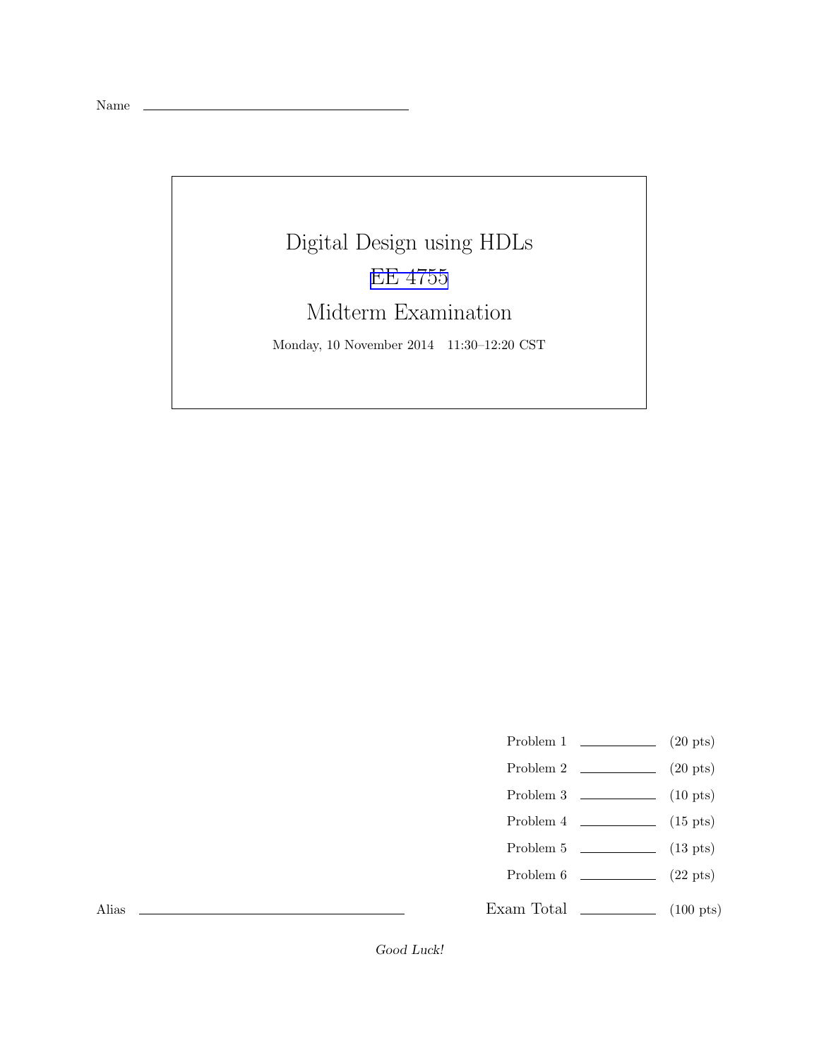Name \_\_\_\_\_\_\_\_\_\_\_\_\_\_\_\_\_\_\_\_\_\_\_\_\_\_\_\_\_\_\_\_

# Digital Design using HDLs

## EE 4755

## Midterm Examination

Monday, 10 November 2014 11:30–12:20 CST

| | | |
|---|---|---|
| Problem 1 | \_\_\_\_\_\_\_\_ | (20 pts) |
| Problem 2 | \_\_\_\_\_\_\_\_ | (20 pts) |
| Problem 3 | \_\_\_\_\_\_\_\_ | (10 pts) |
| Problem 4 | \_\_\_\_\_\_\_\_ | (15 pts) |
| Problem 5 | \_\_\_\_\_\_\_\_ | (13 pts) |
| Problem 6 | \_\_\_\_\_\_\_\_ | (22 pts) |
| Exam Total | \_\_\_\_\_\_\_\_ | (100 pts) |

Alias \_\_\_\_\_\_\_\_\_\_\_\_\_\_\_\_\_\_\_\_\_\_\_\_\_\_\_\_\_\_\_\_

*Good Luck!*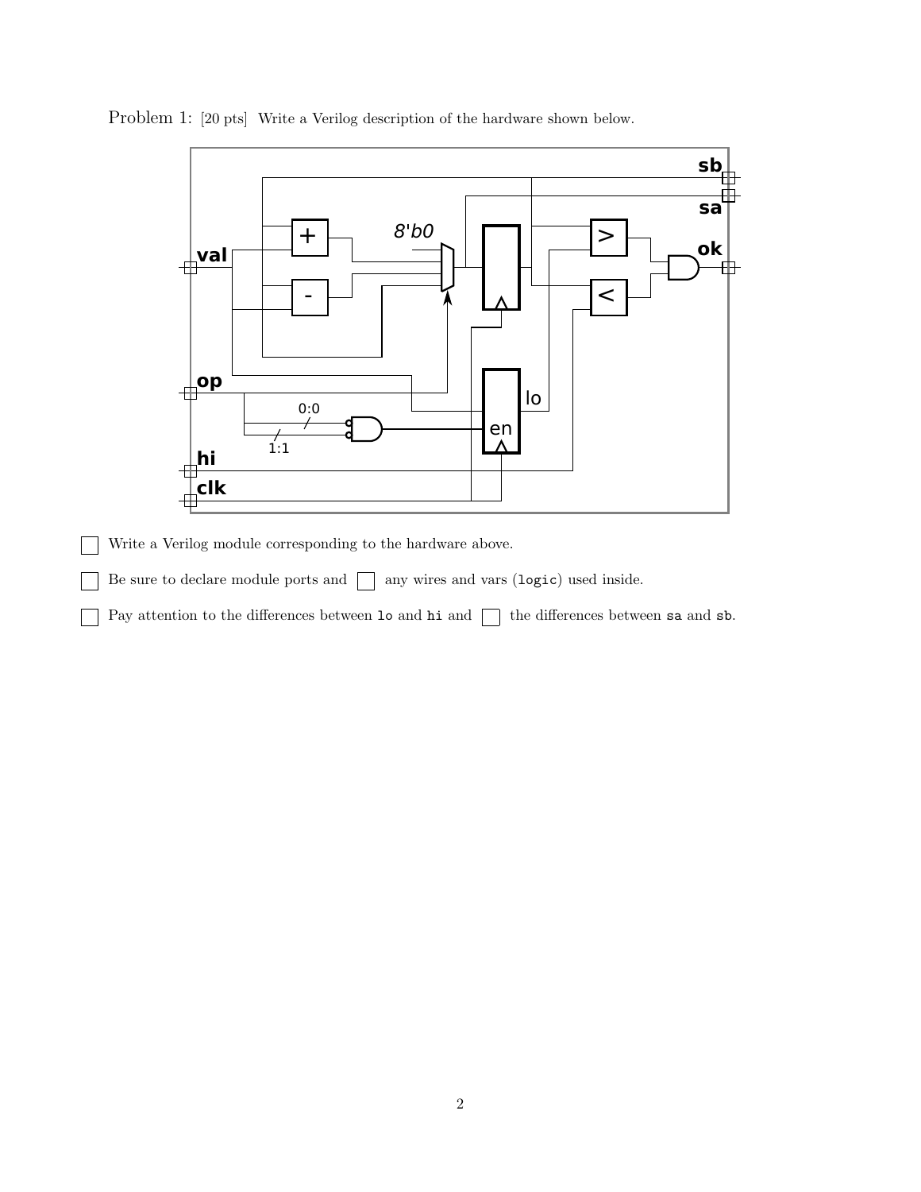Problem 1: [20 pts] Write a Verilog description of the hardware shown below.

- [ ] Write a Verilog module corresponding to the hardware above.
- [ ] Be sure to declare module ports and [ ] any wires and vars (`logic`) used inside.
- [ ] Pay attention to the differences between `lo` and `hi` and [ ] the differences between `sa` and `sb`.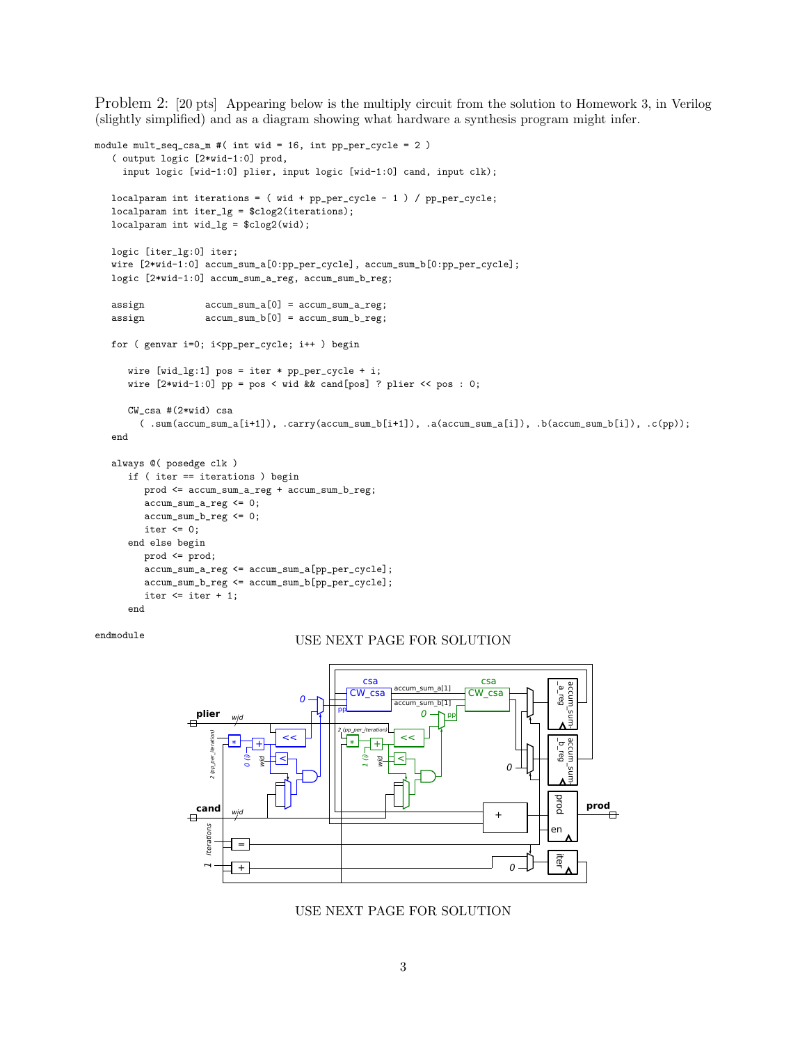Problem 2: [20 pts] Appearing below is the multiply circuit from the solution to Homework 3, in Verilog (slightly simplified) and as a diagram showing what hardware a synthesis program might infer.

```
module mult_seq_csa_m #( int wid = 16, int pp_per_cycle = 2 )
   ( output logic [2*wid-1:0] prod,
     input logic [wid-1:0] plier, input logic [wid-1:0] cand, input clk);

   localparam int iterations = ( wid + pp_per_cycle - 1 ) / pp_per_cycle;
   localparam int iter_lg = $clog2(iterations);
   localparam int wid_lg = $clog2(wid);

   logic [iter_lg:0] iter;
   wire [2*wid-1:0] accum_sum_a[0:pp_per_cycle], accum_sum_b[0:pp_per_cycle];
   logic [2*wid-1:0] accum_sum_a_reg, accum_sum_b_reg;

   assign           accum_sum_a[0] = accum_sum_a_reg;
   assign           accum_sum_b[0] = accum_sum_b_reg;

   for ( genvar i=0; i<pp_per_cycle; i++ ) begin

      wire [wid_lg:1] pos = iter * pp_per_cycle + i;
      wire [2*wid-1:0] pp = pos < wid && cand[pos] ? plier << pos : 0;

      CW_csa #(2*wid) csa
        ( .sum(accum_sum_a[i+1]), .carry(accum_sum_b[i+1]), .a(accum_sum_a[i]), .b(accum_sum_b[i]), .c(pp));
   end

   always @( posedge clk )
      if ( iter == iterations ) begin
         prod <= accum_sum_a_reg + accum_sum_b_reg;
         accum_sum_a_reg <= 0;
         accum_sum_b_reg <= 0;
         iter <= 0;
      end else begin
         prod <= prod;
         accum_sum_a_reg <= accum_sum_a[pp_per_cycle];
         accum_sum_b_reg <= accum_sum_b[pp_per_cycle];
         iter <= iter + 1;
      end

endmodule
```

USE NEXT PAGE FOR SOLUTION

USE NEXT PAGE FOR SOLUTION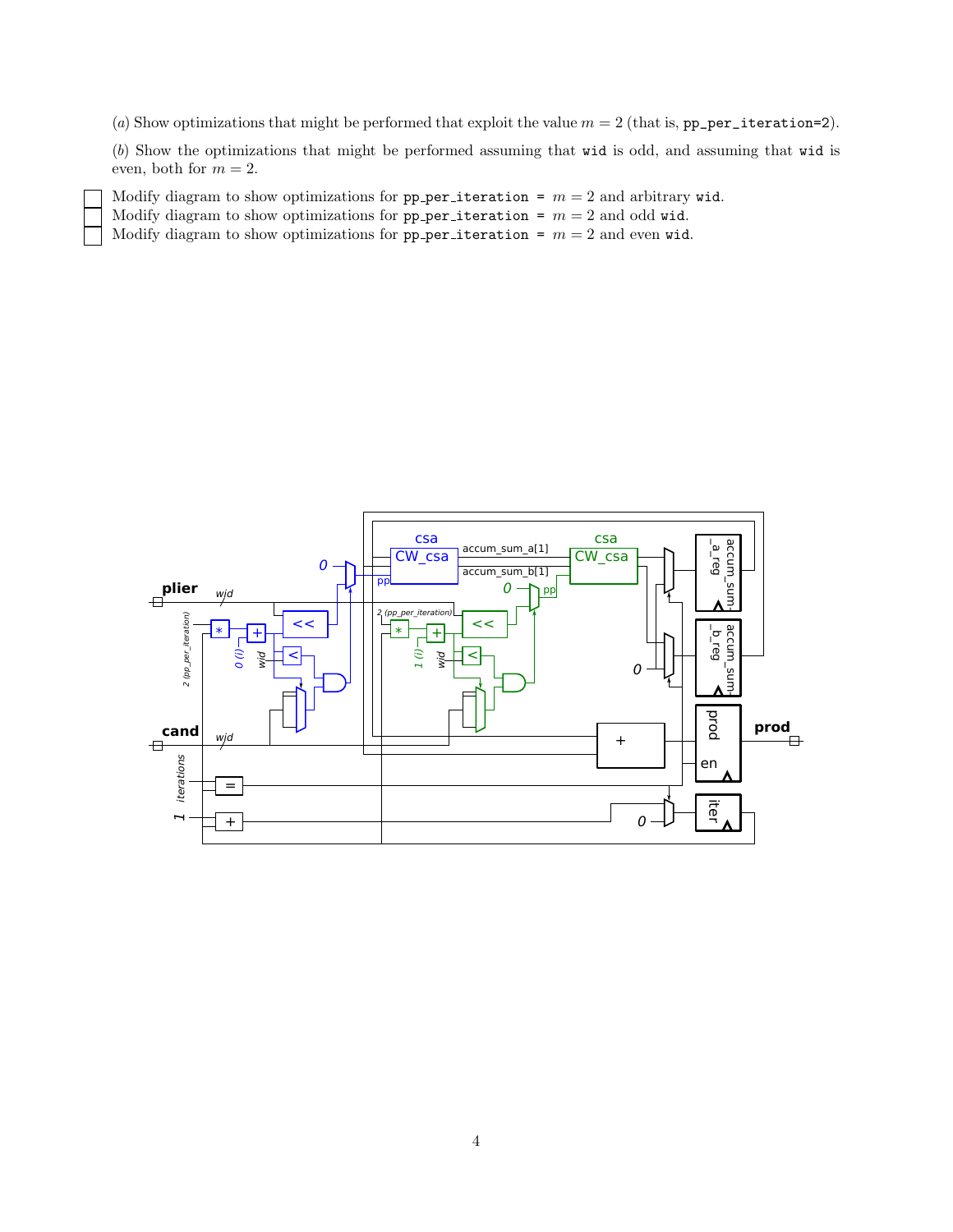(*a*) Show optimizations that might be performed that exploit the value $m = 2$ (that is, `pp_per_iteration=2`).

(*b*) Show the optimizations that might be performed assuming that `wid` is odd, and assuming that `wid` is even, both for $m = 2$.

- [ ] Modify diagram to show optimizations for `pp_per_iteration` = $m = 2$ and arbitrary `wid`.
- [ ] Modify diagram to show optimizations for `pp_per_iteration` = $m = 2$ and odd `wid`.
- [ ] Modify diagram to show optimizations for `pp_per_iteration` = $m = 2$ and even `wid`.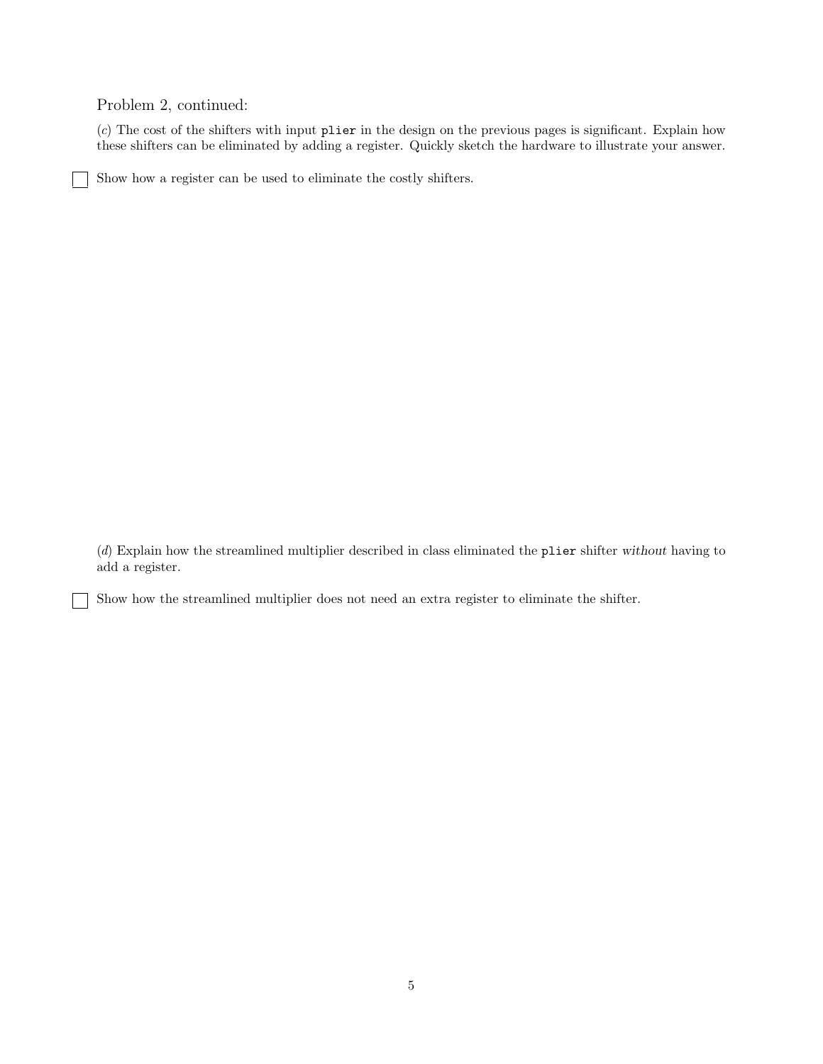Problem 2, continued:

(*c*) The cost of the shifters with input `plier` in the design on the previous pages is significant. Explain how these shifters can be eliminated by adding a register. Quickly sketch the hardware to illustrate your answer.

☐ Show how a register can be used to eliminate the costly shifters.

(*d*) Explain how the streamlined multiplier described in class eliminated the `plier` shifter *without* having to add a register.

☐ Show how the streamlined multiplier does not need an extra register to eliminate the shifter.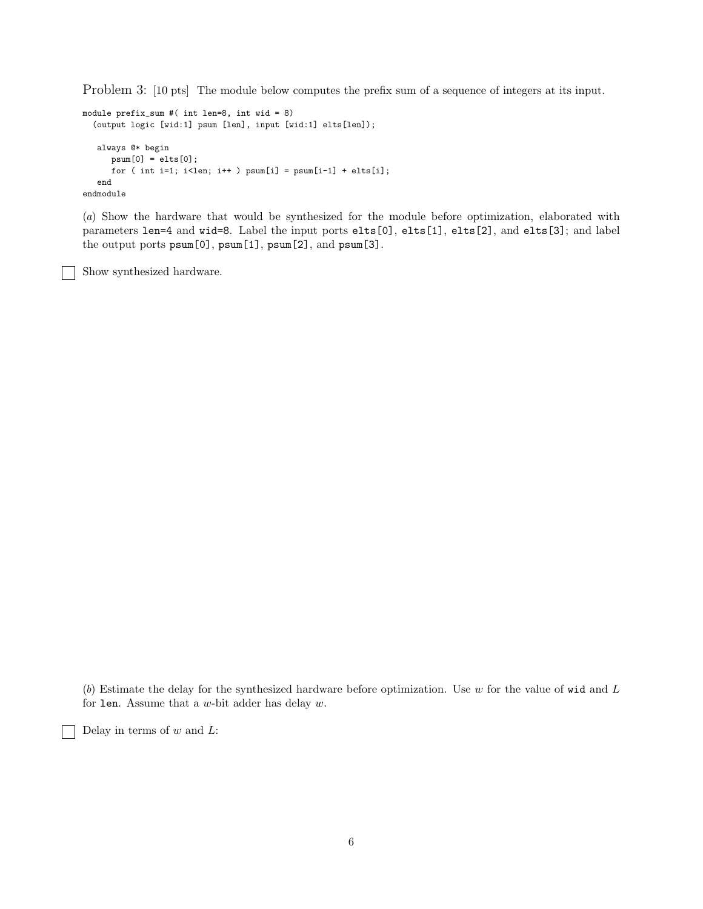Problem 3: [10 pts] The module below computes the prefix sum of a sequence of integers at its input.

```
module prefix_sum #( int len=8, int wid = 8)
  (output logic [wid:1] psum [len], input [wid:1] elts[len]);

   always @* begin
      psum[0] = elts[0];
      for ( int i=1; i<len; i++ ) psum[i] = psum[i-1] + elts[i];
   end
endmodule
```

(*a*) Show the hardware that would be synthesized for the module before optimization, elaborated with parameters `len=4` and `wid=8`. Label the input ports `elts[0]`, `elts[1]`, `elts[2]`, and `elts[3]`; and label the output ports `psum[0]`, `psum[1]`, `psum[2]`, and `psum[3]`.

☐ Show synthesized hardware.

(*b*) Estimate the delay for the synthesized hardware before optimization. Use $w$ for the value of `wid` and $L$ for `len`. Assume that a $w$-bit adder has delay $w$.

☐ Delay in terms of $w$ and $L$: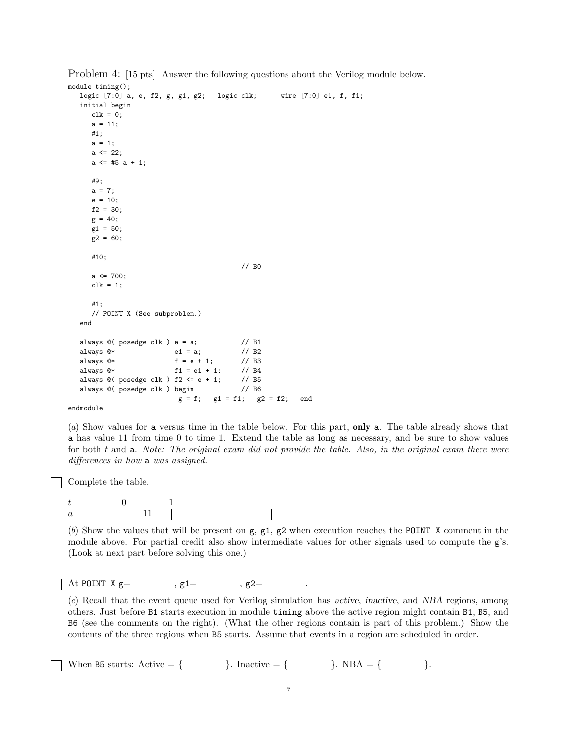Problem 4: [15 pts] Answer the following questions about the Verilog module below.

```
module timing();
   logic [7:0] a, e, f2, g, g1, g2;   logic clk;      wire [7:0] e1, f, f1;
   initial begin
      clk = 0;
      a = 11;
      #1;
      a = 1;
      a <= 22;
      a <= #5 a + 1;

      #9;
      a = 7;
      e = 10;
      f2 = 30;
      g = 40;
      g1 = 50;
      g2 = 60;

      #10;
                                             // B0
      a <= 700;
      clk = 1;

      #1;
      // POINT X (See subproblem.)
   end

   always @( posedge clk ) e = a;           // B1
   always @*              e1 = a;           // B2
   always @*              f = e + 1;        // B3
   always @*              f1 = e1 + 1;      // B4
   always @( posedge clk ) f2 <= e + 1;     // B5
   always @( posedge clk ) begin            // B6
                            g = f;   g1 = f1;   g2 = f2;   end
endmodule
```

(*a*) Show values for a versus time in the table below. For this part, **only** a. The table already shows that a has value 11 from time 0 to time 1. Extend the table as long as necessary, and be sure to show values for both $t$ and a. *Note: The original exam did not provide the table. Also, in the original exam there were differences in how* a *was assigned.*

☐ Complete the table.

| $t$ | 0 | | 1 | | | | |
|---|---|---|---|---|---|---|---|
| $a$ | \| | 11 | \| | \| | \| | \| | |

(*b*) Show the values that will be present on g, g1, g2 when execution reaches the POINT X comment in the module above. For partial credit also show intermediate values for other signals used to compute the g's. (Look at next part before solving this one.)

☐ At POINT X g=________, g1=________, g2=________.

(*c*) Recall that the event queue used for Verilog simulation has *active*, *inactive*, and *NBA* regions, among others. Just before B1 starts execution in module timing above the active region might contain B1, B5, and B6 (see the comments on the right). (What the other regions contain is part of this problem.) Show the contents of the three regions when B5 starts. Assume that events in a region are scheduled in order.

☐ When B5 starts: Active = {________}. Inactive = {________}. NBA = {________}.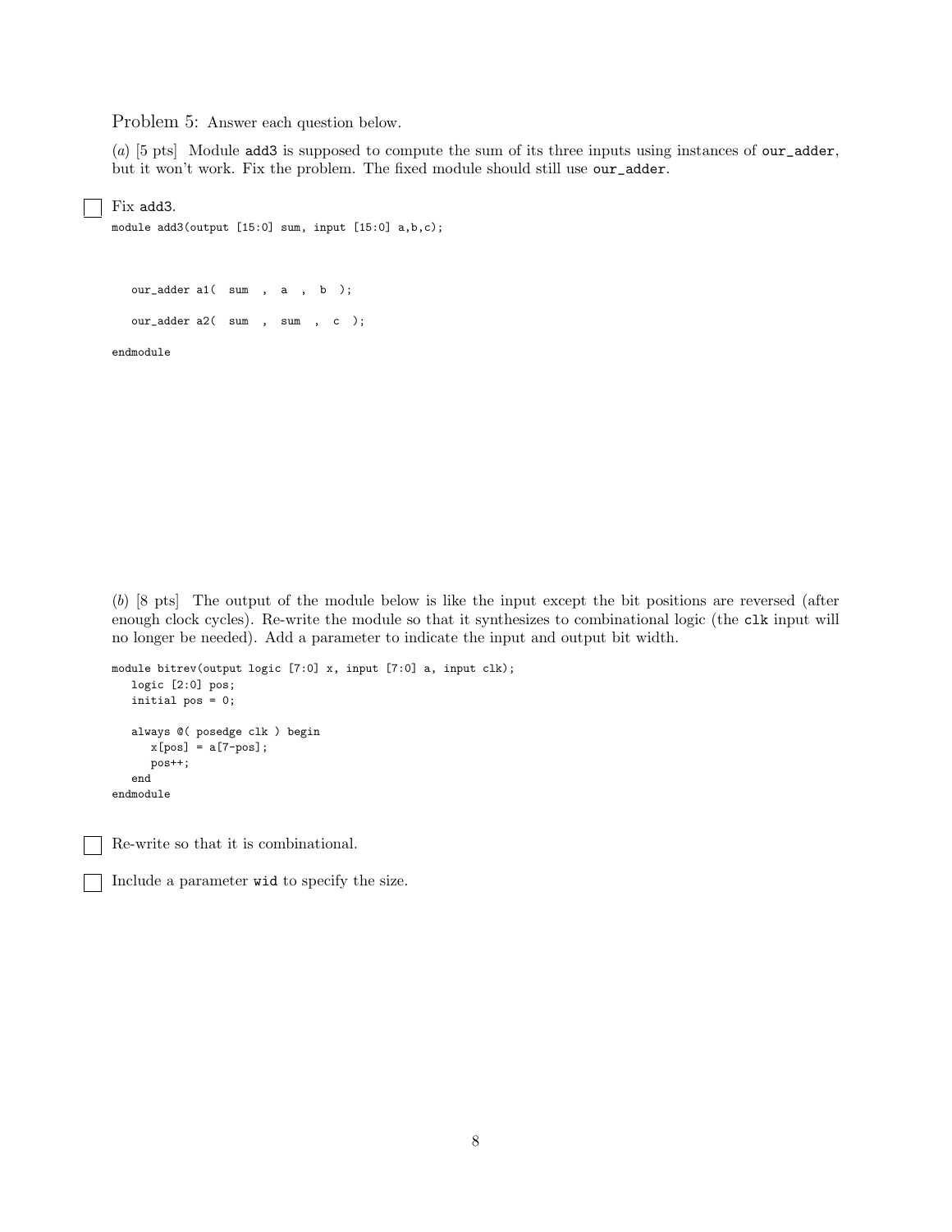Problem 5: Answer each question below.

(*a*) [5 pts] Module add3 is supposed to compute the sum of its three inputs using instances of our_adder, but it won't work. Fix the problem. The fixed module should still use our_adder.

☐ Fix add3.

```
module add3(output [15:0] sum, input [15:0] a,b,c);


   our_adder a1(  sum   ,  a  ,  b  );

   our_adder a2(  sum   ,  sum   ,  c  );

endmodule
```

(*b*) [8 pts] The output of the module below is like the input except the bit positions are reversed (after enough clock cycles). Re-write the module so that it synthesizes to combinational logic (the clk input will no longer be needed). Add a parameter to indicate the input and output bit width.

```
module bitrev(output logic [7:0] x, input [7:0] a, input clk);
   logic [2:0] pos;
   initial pos = 0;

   always @( posedge clk ) begin
      x[pos] = a[7-pos];
      pos++;
   end
endmodule
```

☐ Re-write so that it is combinational.

☐ Include a parameter wid to specify the size.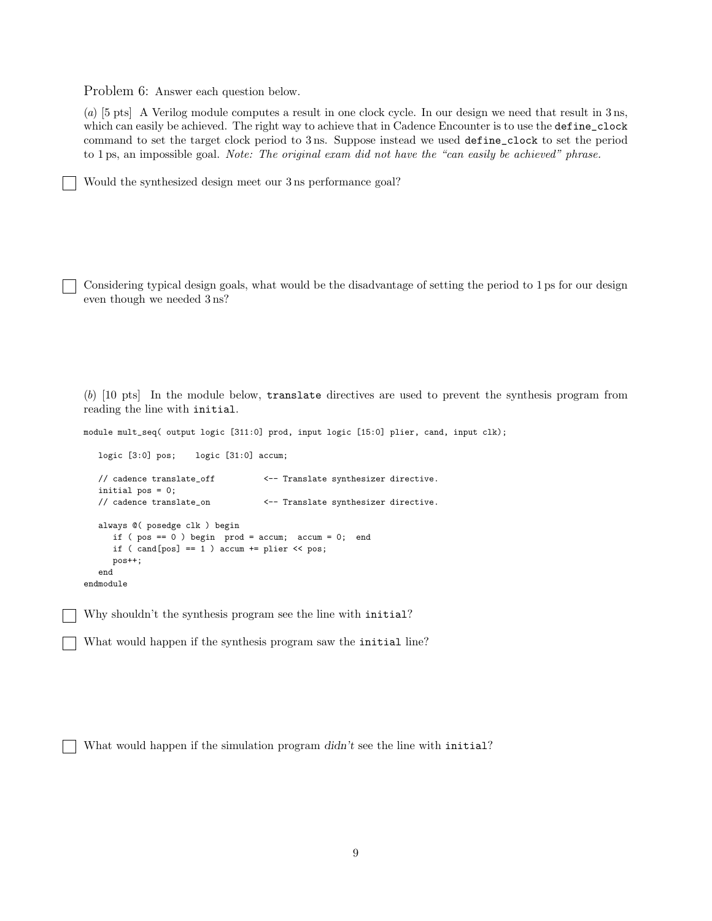Problem 6: Answer each question below.

(*a*) [5 pts] A Verilog module computes a result in one clock cycle. In our design we need that result in 3 ns, which can easily be achieved. The right way to achieve that in Cadence Encounter is to use the `define_clock` command to set the target clock period to 3 ns. Suppose instead we used `define_clock` to set the period to 1 ps, an impossible goal. *Note: The original exam did not have the "can easily be achieved" phrase.*

☐ Would the synthesized design meet our 3 ns performance goal?

☐ Considering typical design goals, what would be the disadvantage of setting the period to 1 ps for our design even though we needed 3 ns?

(*b*) [10 pts] In the module below, `translate` directives are used to prevent the synthesis program from reading the line with `initial`.

```
module mult_seq( output logic [311:0] prod, input logic [15:0] plier, cand, input clk);

   logic [3:0] pos;    logic [31:0] accum;

   // cadence translate_off          <-- Translate synthesizer directive.
   initial pos = 0;
   // cadence translate_on           <-- Translate synthesizer directive.

   always @( posedge clk ) begin
      if ( pos == 0 ) begin  prod = accum;  accum = 0;  end
      if ( cand[pos] == 1 ) accum += plier << pos;
      pos++;
   end
endmodule
```

☐ Why shouldn't the synthesis program see the line with `initial`?

☐ What would happen if the synthesis program saw the `initial` line?

☐ What would happen if the simulation program *didn't* see the line with `initial`?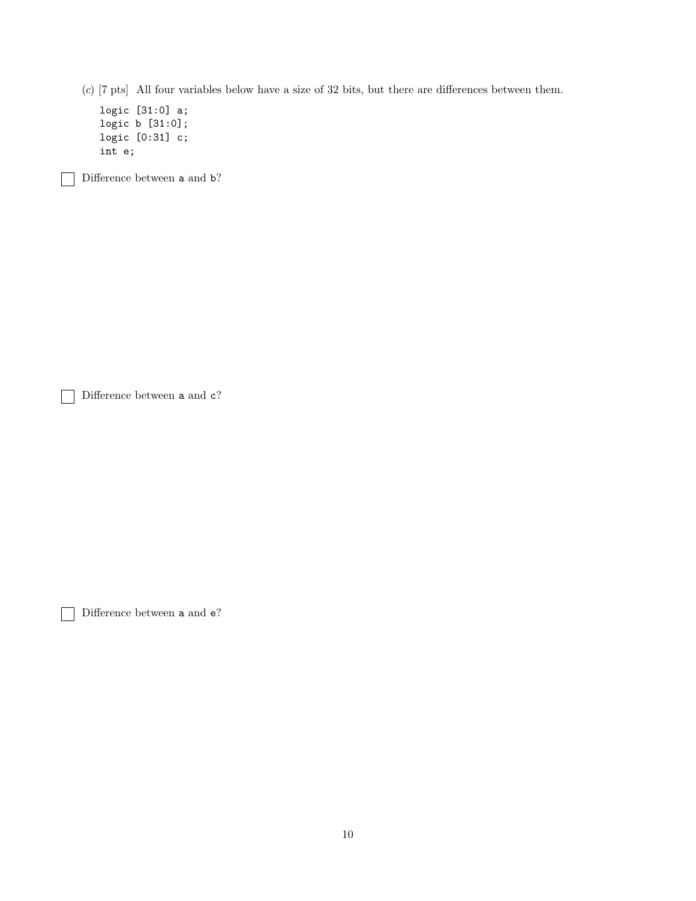(*c*) [7 pts] All four variables below have a size of 32 bits, but there are differences between them.

```
logic [31:0] a;
logic b [31:0];
logic [0:31] c;
int e;
```

☐ Difference between `a` and `b`?

☐ Difference between `a` and `c`?

☐ Difference between `a` and `e`?